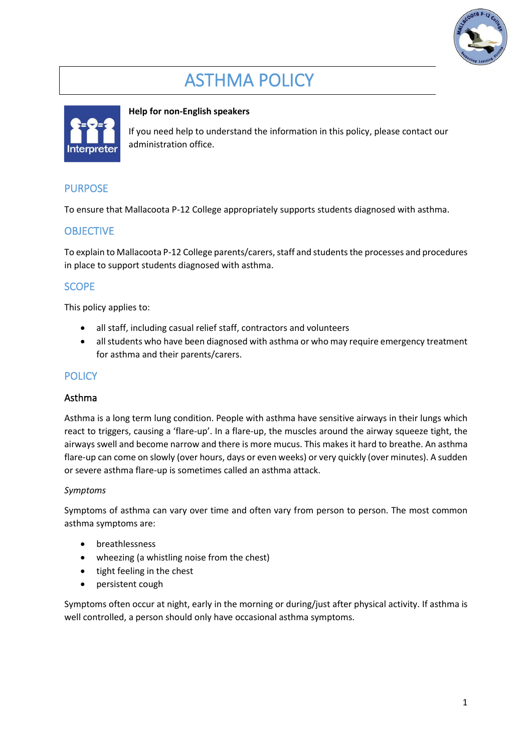# ASTHMA POLICY

**Help for non-English speakers**

If you need help to understand the information in this policy, please contact our administration office.

## PURPOSE

To ensure that Mallacoota P-12 College appropriately supports students diagnosed with asthma.

## OBJECTIVE

To explain to Mallacoota P-12 College parents/carers, staff and students the processes and procedures in place to support students diagnosed with asthma.

## SCOPE

This policy applies to:

- all staff, including casual relief staff, contractors and volunteers
- all students who have been diagnosed with asthma or who may require emergency treatment for asthma and their parents/carers.

## POLICY

### Asthma

Asthma is a long term lung condition. People with asthma have sensitive airways in their lungs which react to triggers, causing a 'flare-up'. In a flare-up, the muscles around the airway squeeze tight, the airways swell and become narrow and there is more mucus. This makes it hard to breathe. An asthma flare-up can come on slowly (over hours, days or even weeks) or very quickly (over minutes). A sudden or severe asthma flare-up is sometimes called an asthma attack.

*Symptoms*

Symptoms of asthma can vary over time and often vary from person to person. The most common asthma symptoms are:

- breathlessness
- wheezing (a whistling noise from the chest)
- tight feeling in the chest
- persistent cough

Symptoms often occur at night, early in the morning or during/just after physical activity. If asthma is well controlled, a person should only have occasional asthma symptoms.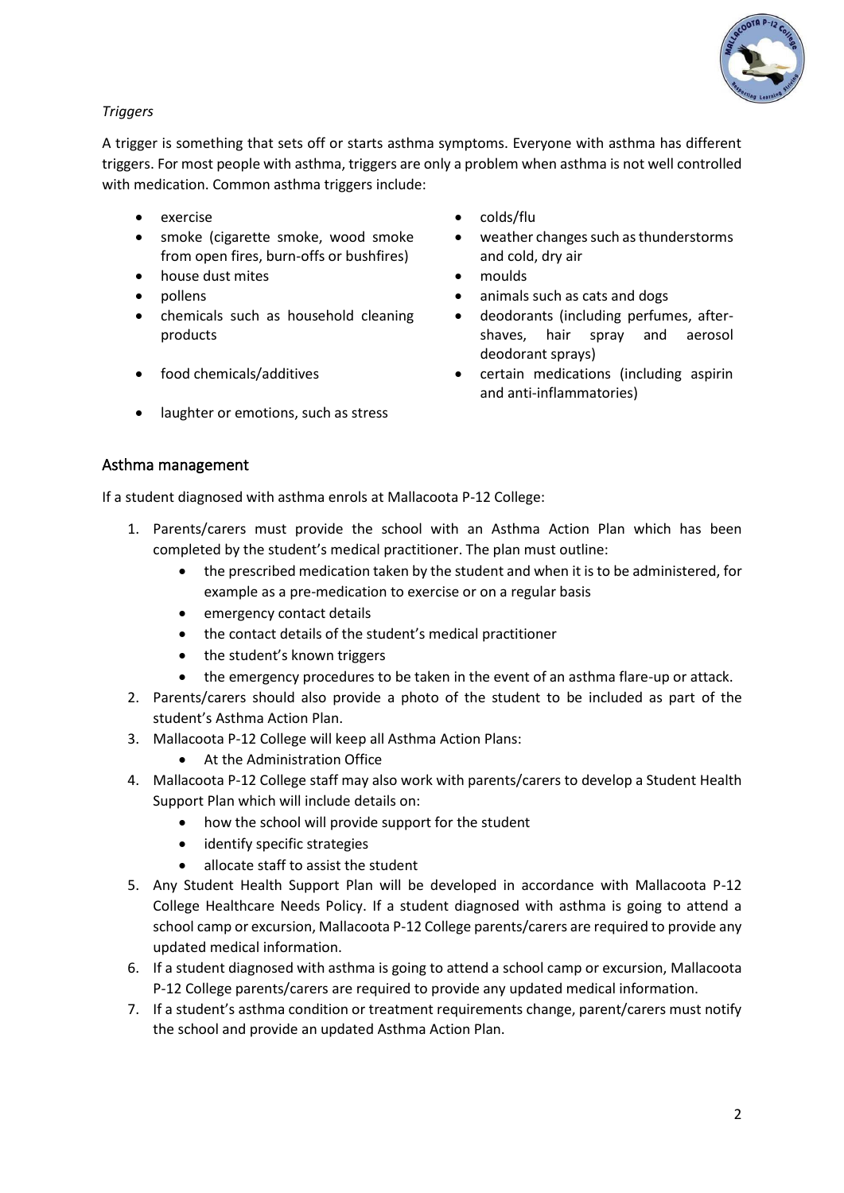*Triggers*

A trigger is something that sets off or starts asthma symptoms. Everyone with asthma has different triggers. For most people with asthma, triggers are only a problem when asthma is not well controlled with medication. Common asthma triggers include:

- exercise
- smoke (cigarette smoke, wood smoke from open fires, burn-offs or bushfires)
- house dust mites
- pollens
- chemicals such as household cleaning products
- food chemicals/additives
- laughter or emotions, such as stress
- colds/flu
- weather changes such as thunderstorms and cold, dry air
- moulds
- animals such as cats and dogs
- deodorants (including perfumes, after-shaves, hair spray and aerosol deodorant sprays)
- certain medications (including aspirin and anti-inflammatories)

## Asthma management

If a student diagnosed with asthma enrols at Mallacoota P-12 College:

1. Parents/carers must provide the school with an Asthma Action Plan which has been completed by the student's medical practitioner. The plan must outline:
   - the prescribed medication taken by the student and when it is to be administered, for example as a pre-medication to exercise or on a regular basis
   - emergency contact details
   - the contact details of the student's medical practitioner
   - the student's known triggers
   - the emergency procedures to be taken in the event of an asthma flare-up or attack.
2. Parents/carers should also provide a photo of the student to be included as part of the student's Asthma Action Plan.
3. Mallacoota P-12 College will keep all Asthma Action Plans:
   - At the Administration Office
4. Mallacoota P-12 College staff may also work with parents/carers to develop a Student Health Support Plan which will include details on:
   - how the school will provide support for the student
   - identify specific strategies
   - allocate staff to assist the student
5. Any Student Health Support Plan will be developed in accordance with Mallacoota P-12 College Healthcare Needs Policy. If a student diagnosed with asthma is going to attend a school camp or excursion, Mallacoota P-12 College parents/carers are required to provide any updated medical information.
6. If a student diagnosed with asthma is going to attend a school camp or excursion, Mallacoota P-12 College parents/carers are required to provide any updated medical information.
7. If a student's asthma condition or treatment requirements change, parent/carers must notify the school and provide an updated Asthma Action Plan.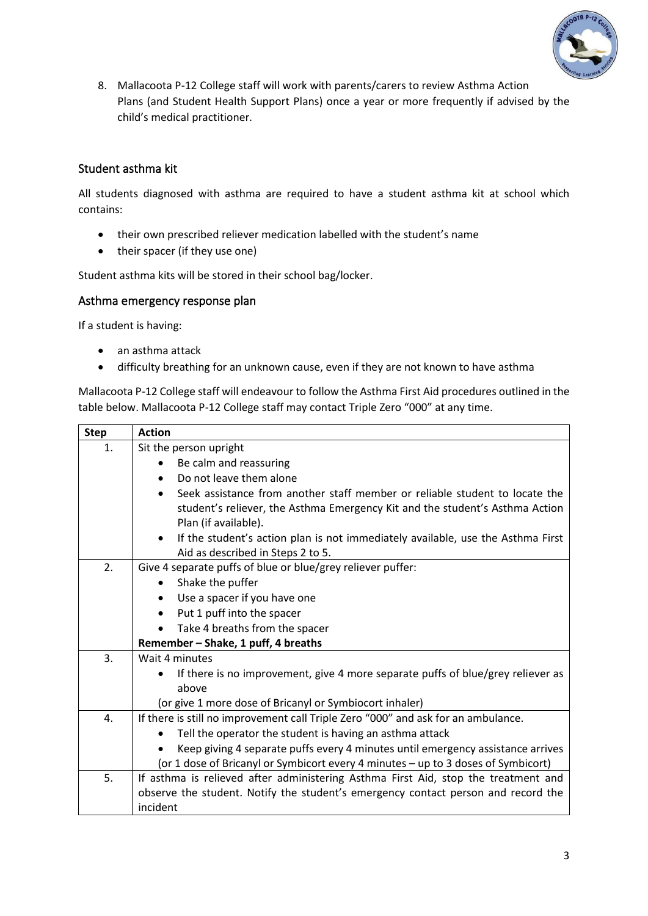8. Mallacoota P-12 College staff will work with parents/carers to review Asthma Action Plans (and Student Health Support Plans) once a year or more frequently if advised by the child's medical practitioner.

## Student asthma kit

All students diagnosed with asthma are required to have a student asthma kit at school which contains:

- their own prescribed reliever medication labelled with the student's name
- their spacer (if they use one)

Student asthma kits will be stored in their school bag/locker.

## Asthma emergency response plan

If a student is having:

- an asthma attack
- difficulty breathing for an unknown cause, even if they are not known to have asthma

Mallacoota P-12 College staff will endeavour to follow the Asthma First Aid procedures outlined in the table below. Mallacoota P-12 College staff may contact Triple Zero "000" at any time.

| Step | Action |
|---|---|
| 1. | Sit the person upright<br>• Be calm and reassuring<br>• Do not leave them alone<br>• Seek assistance from another staff member or reliable student to locate the student's reliever, the Asthma Emergency Kit and the student's Asthma Action Plan (if available).<br>• If the student's action plan is not immediately available, use the Asthma First Aid as described in Steps 2 to 5. |
| 2. | Give 4 separate puffs of blue or blue/grey reliever puffer:<br>• Shake the puffer<br>• Use a spacer if you have one<br>• Put 1 puff into the spacer<br>• Take 4 breaths from the spacer<br>**Remember – Shake, 1 puff, 4 breaths** |
| 3. | Wait 4 minutes<br>• If there is no improvement, give 4 more separate puffs of blue/grey reliever as above<br>(or give 1 more dose of Bricanyl or Symbiocort inhaler) |
| 4. | If there is still no improvement call Triple Zero "000" and ask for an ambulance.<br>• Tell the operator the student is having an asthma attack<br>• Keep giving 4 separate puffs every 4 minutes until emergency assistance arrives<br>(or 1 dose of Bricanyl or Symbicort every 4 minutes – up to 3 doses of Symbicort) |
| 5. | If asthma is relieved after administering Asthma First Aid, stop the treatment and observe the student. Notify the student's emergency contact person and record the incident |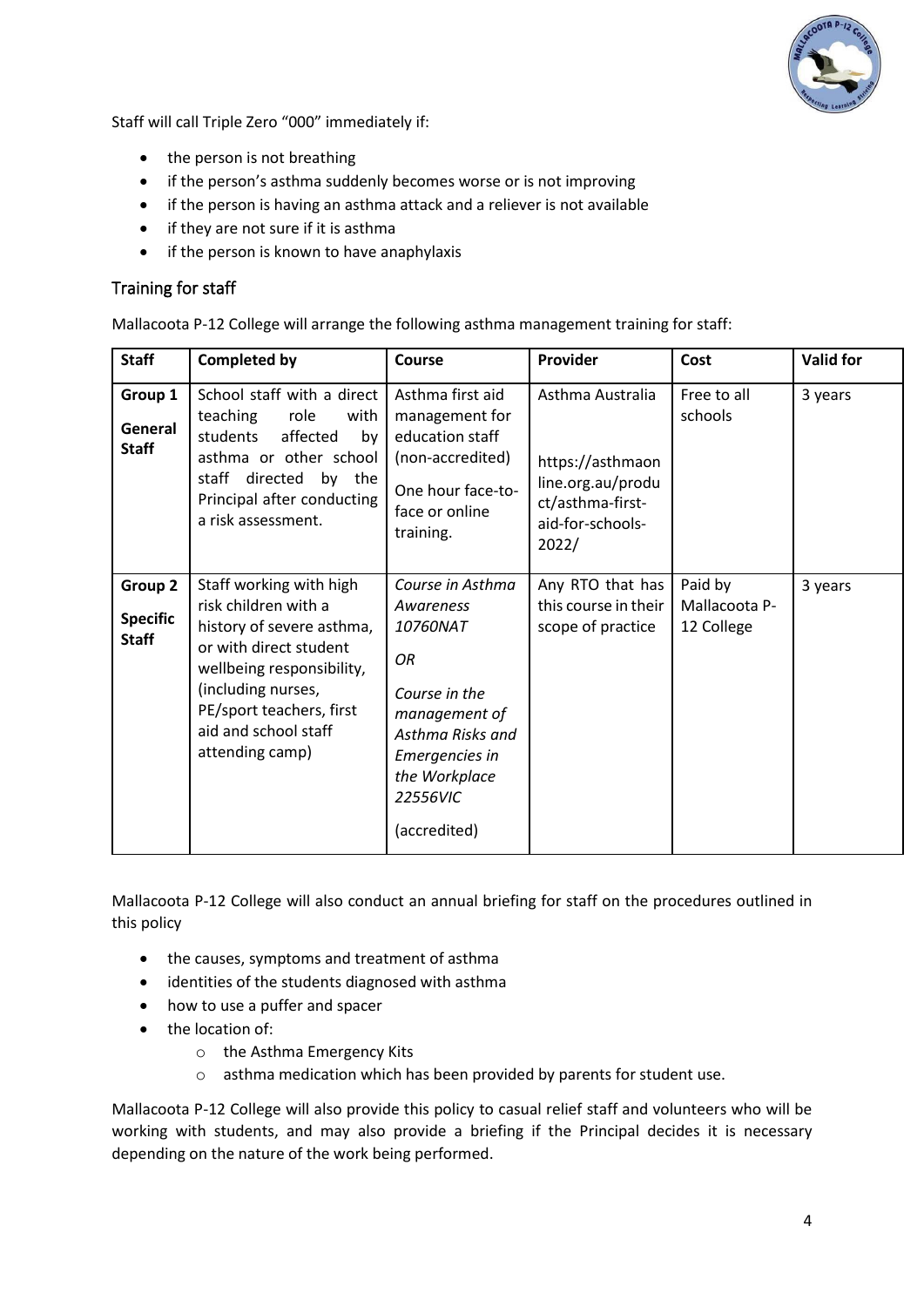Staff will call Triple Zero "000" immediately if:

- the person is not breathing
- if the person's asthma suddenly becomes worse or is not improving
- if the person is having an asthma attack and a reliever is not available
- if they are not sure if it is asthma
- if the person is known to have anaphylaxis

## Training for staff

Mallacoota P-12 College will arrange the following asthma management training for staff:

| Staff | Completed by | Course | Provider | Cost | Valid for |
|---|---|---|---|---|---|
| **Group 1** **General Staff** | School staff with a direct teaching role with students affected by asthma or other school staff directed by the Principal after conducting a risk assessment. | Asthma first aid management for education staff (non-accredited) One hour face-to-face or online training. | Asthma Australia https://asthmaonline.org.au/product/asthma-first-aid-for-schools-2022/ | Free to all schools | 3 years |
| **Group 2** **Specific Staff** | Staff working with high risk children with a history of severe asthma, or with direct student wellbeing responsibility, (including nurses, PE/sport teachers, first aid and school staff attending camp) | *Course in Asthma Awareness 10760NAT* *OR* *Course in the management of Asthma Risks and Emergencies in the Workplace 22556VIC* (accredited) | Any RTO that has this course in their scope of practice | Paid by Mallacoota P-12 College | 3 years |

Mallacoota P-12 College will also conduct an annual briefing for staff on the procedures outlined in this policy

- the causes, symptoms and treatment of asthma
- identities of the students diagnosed with asthma
- how to use a puffer and spacer
- the location of:
  - the Asthma Emergency Kits
  - asthma medication which has been provided by parents for student use.

Mallacoota P-12 College will also provide this policy to casual relief staff and volunteers who will be working with students, and may also provide a briefing if the Principal decides it is necessary depending on the nature of the work being performed.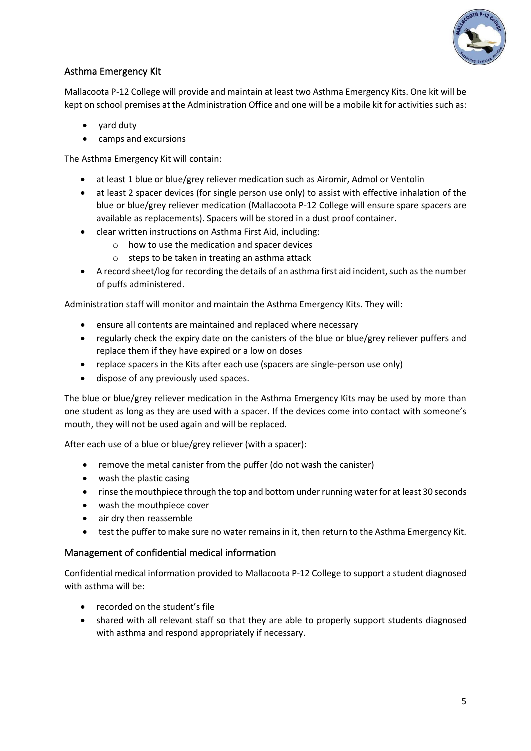## Asthma Emergency Kit

Mallacoota P-12 College will provide and maintain at least two Asthma Emergency Kits. One kit will be kept on school premises at the Administration Office and one will be a mobile kit for activities such as:

- yard duty
- camps and excursions

The Asthma Emergency Kit will contain:

- at least 1 blue or blue/grey reliever medication such as Airomir, Admol or Ventolin
- at least 2 spacer devices (for single person use only) to assist with effective inhalation of the blue or blue/grey reliever medication (Mallacoota P-12 College will ensure spare spacers are available as replacements). Spacers will be stored in a dust proof container.
- clear written instructions on Asthma First Aid, including:
  - how to use the medication and spacer devices
  - steps to be taken in treating an asthma attack
- A record sheet/log for recording the details of an asthma first aid incident, such as the number of puffs administered.

Administration staff will monitor and maintain the Asthma Emergency Kits. They will:

- ensure all contents are maintained and replaced where necessary
- regularly check the expiry date on the canisters of the blue or blue/grey reliever puffers and replace them if they have expired or a low on doses
- replace spacers in the Kits after each use (spacers are single-person use only)
- dispose of any previously used spaces.

The blue or blue/grey reliever medication in the Asthma Emergency Kits may be used by more than one student as long as they are used with a spacer. If the devices come into contact with someone's mouth, they will not be used again and will be replaced.

After each use of a blue or blue/grey reliever (with a spacer):

- remove the metal canister from the puffer (do not wash the canister)
- wash the plastic casing
- rinse the mouthpiece through the top and bottom under running water for at least 30 seconds
- wash the mouthpiece cover
- air dry then reassemble
- test the puffer to make sure no water remains in it, then return to the Asthma Emergency Kit.

## Management of confidential medical information

Confidential medical information provided to Mallacoota P-12 College to support a student diagnosed with asthma will be:

- recorded on the student's file
- shared with all relevant staff so that they are able to properly support students diagnosed with asthma and respond appropriately if necessary.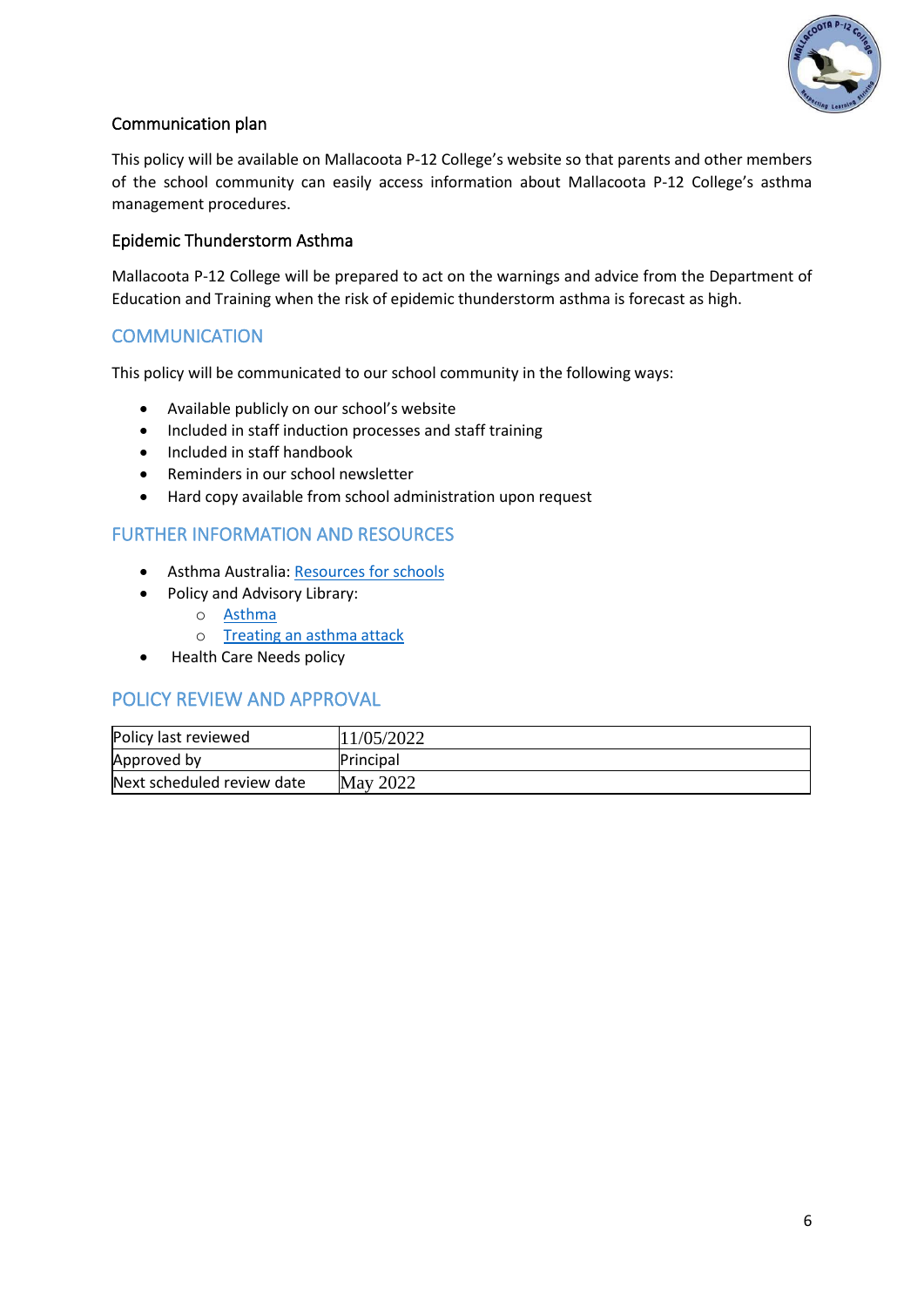### Communication plan

This policy will be available on Mallacoota P-12 College's website so that parents and other members of the school community can easily access information about Mallacoota P-12 College's asthma management procedures.

### Epidemic Thunderstorm Asthma

Mallacoota P-12 College will be prepared to act on the warnings and advice from the Department of Education and Training when the risk of epidemic thunderstorm asthma is forecast as high.

## COMMUNICATION

This policy will be communicated to our school community in the following ways:

- Available publicly on our school's website
- Included in staff induction processes and staff training
- Included in staff handbook
- Reminders in our school newsletter
- Hard copy available from school administration upon request

## FURTHER INFORMATION AND RESOURCES

- Asthma Australia: Resources for schools
- Policy and Advisory Library:
  - Asthma
  - Treating an asthma attack
- Health Care Needs policy

## POLICY REVIEW AND APPROVAL

| | |
|---|---|
| Policy last reviewed | 11/05/2022 |
| Approved by | Principal |
| Next scheduled review date | May 2022 |